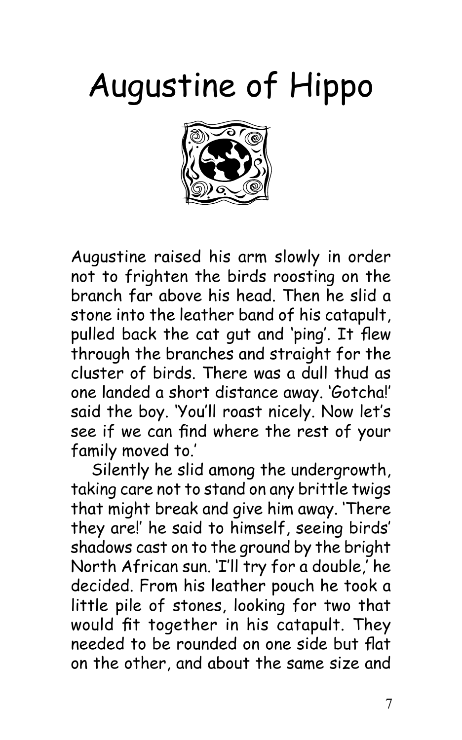# Augustine of Hippo

Augustine raised his arm slowly in order not to frighten the birds roosting on the branch far above his head. Then he slid a stone into the leather band of his catapult, pulled back the cat gut and 'ping'. It flew through the branches and straight for the cluster of birds. There was a dull thud as one landed a short distance away. 'Gotcha!' said the boy. 'You'll roast nicely. Now let's see if we can find where the rest of your family moved to.'

Silently he slid among the undergrowth, taking care not to stand on any brittle twigs that might break and give him away. 'There they are!' he said to himself, seeing birds' shadows cast on to the ground by the bright North African sun. 'I'll try for a double,' he decided. From his leather pouch he took a little pile of stones, looking for two that would fit together in his catapult. They needed to be rounded on one side but flat on the other, and about the same size and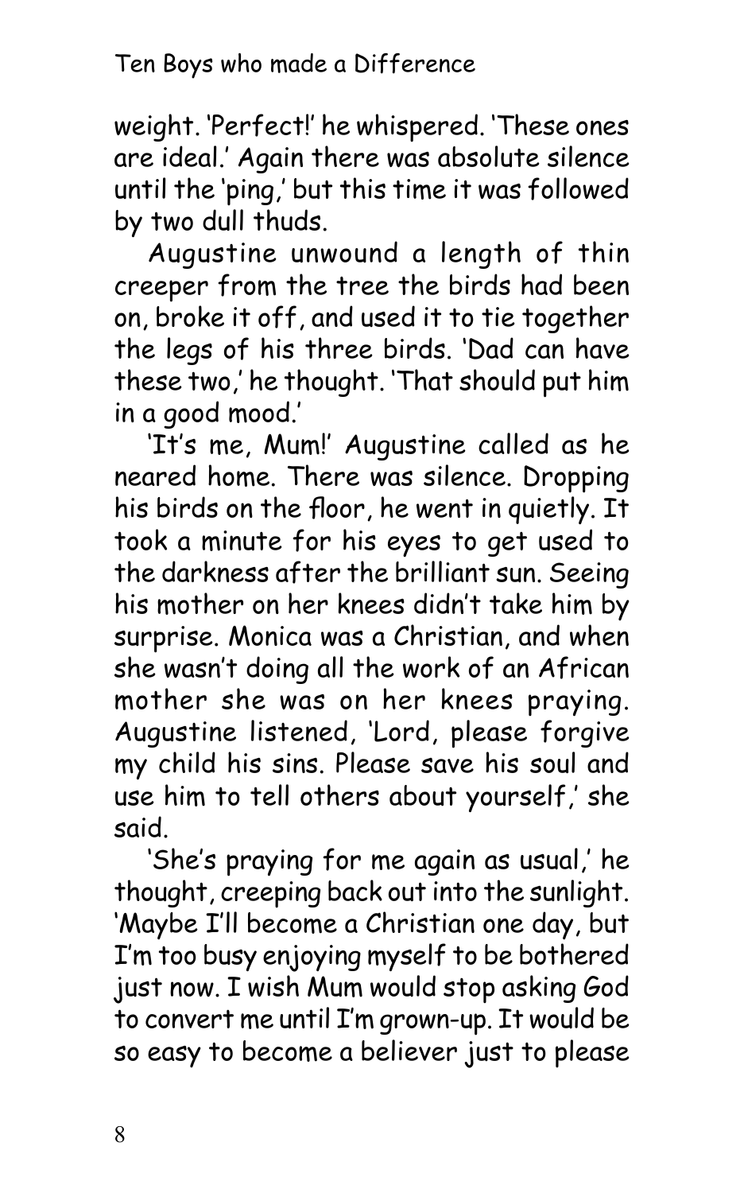weight. 'Perfect!' he whispered. 'These ones are ideal.' Again there was absolute silence until the 'ping,' but this time it was followed by two dull thuds.

Augustine unwound a length of thin creeper from the tree the birds had been on, broke it off, and used it to tie together the legs of his three birds. 'Dad can have these two,' he thought. 'That should put him in a good mood.'

'It's me, Mum!' Augustine called as he neared home. There was silence. Dropping his birds on the floor, he went in quietly. It took a minute for his eyes to get used to the darkness after the brilliant sun. Seeing his mother on her knees didn't take him by surprise. Monica was a Christian, and when she wasn't doing all the work of an African mother she was on her knees praying. Augustine listened, 'Lord, please forgive my child his sins. Please save his soul and use him to tell others about yourself,' she said.

'She's praying for me again as usual,' he thought, creeping back out into the sunlight. 'Maybe I'll become a Christian one day, but I'm too busy enjoying myself to be bothered just now. I wish Mum would stop asking God to convert me until I'm grown-up. It would be so easy to become a believer just to please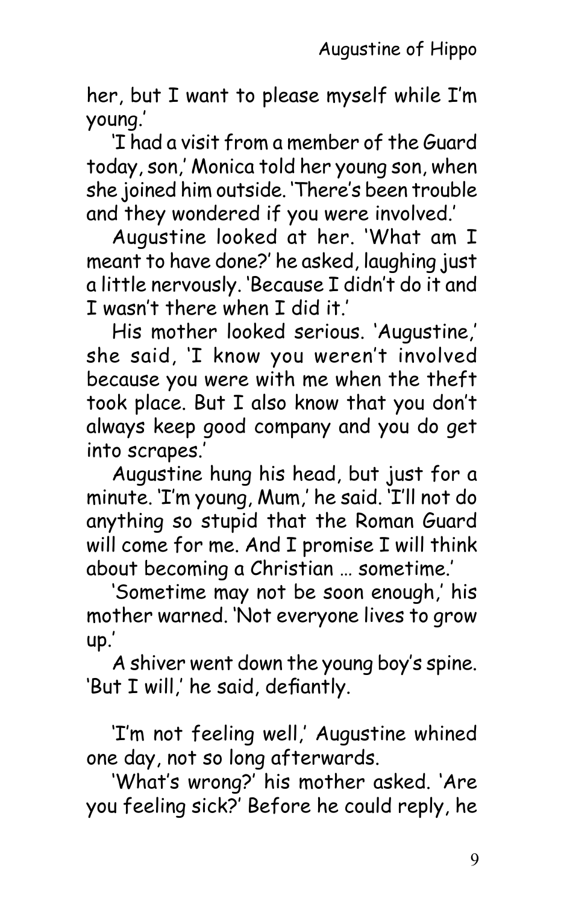her, but I want to please myself while I'm young.'

'I had a visit from a member of the Guard today, son,' Monica told her young son, when she joined him outside. 'There's been trouble and they wondered if you were involved.'

Augustine looked at her. 'What am I meant to have done?' he asked, laughing just a little nervously. 'Because I didn't do it and I wasn't there when I did it.'

His mother looked serious. 'Augustine,' she said, 'I know you weren't involved because you were with me when the theft took place. But I also know that you don't always keep good company and you do get into scrapes.'

Augustine hung his head, but just for a minute. 'I'm young, Mum,' he said. 'I'll not do anything so stupid that the Roman Guard will come for me. And I promise I will think about becoming a Christian … sometime.'

'Sometime may not be soon enough,' his mother warned. 'Not everyone lives to grow up.'

A shiver went down the young boy's spine. 'But I will,' he said, defiantly.

'I'm not feeling well,' Augustine whined one day, not so long afterwards.

'What's wrong?' his mother asked. 'Are you feeling sick?' Before he could reply, he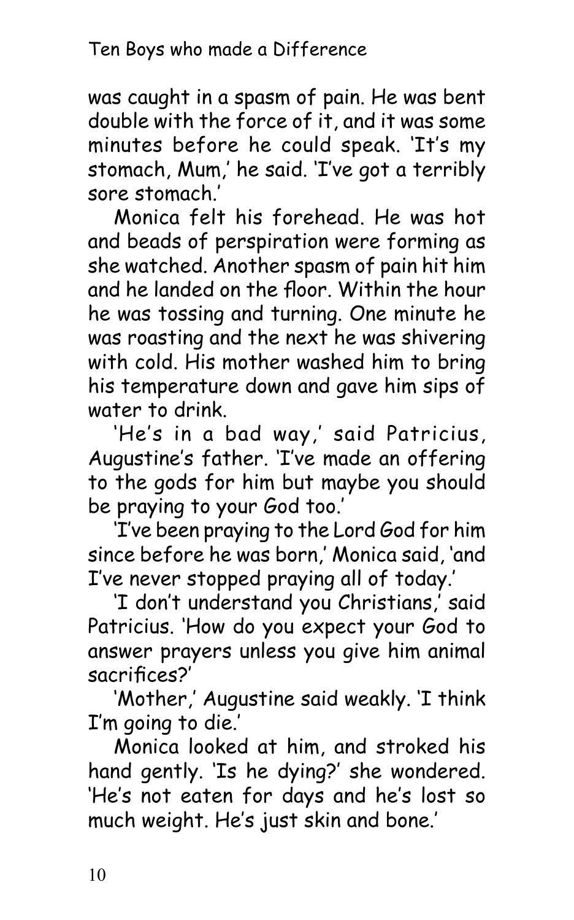was caught in a spasm of pain. He was bent double with the force of it, and it was some minutes before he could speak. 'It's my stomach, Mum,' he said. 'I've got a terribly sore stomach.'

Monica felt his forehead. He was hot and beads of perspiration were forming as she watched. Another spasm of pain hit him and he landed on the floor. Within the hour he was tossing and turning. One minute he was roasting and the next he was shivering with cold. His mother washed him to bring his temperature down and gave him sips of water to drink.

'He's in a bad way,' said Patricius, Augustine's father. 'I've made an offering to the gods for him but maybe you should be praying to your God too.'

'I've been praying to the Lord God for him since before he was born,' Monica said, 'and I've never stopped praying all of today.'

'I don't understand you Christians,' said Patricius. 'How do you expect your God to answer prayers unless you give him animal sacrifices?'

'Mother,' Augustine said weakly. 'I think I'm going to die.'

Monica looked at him, and stroked his hand gently. 'Is he dying?' she wondered. 'He's not eaten for days and he's lost so much weight. He's just skin and bone.'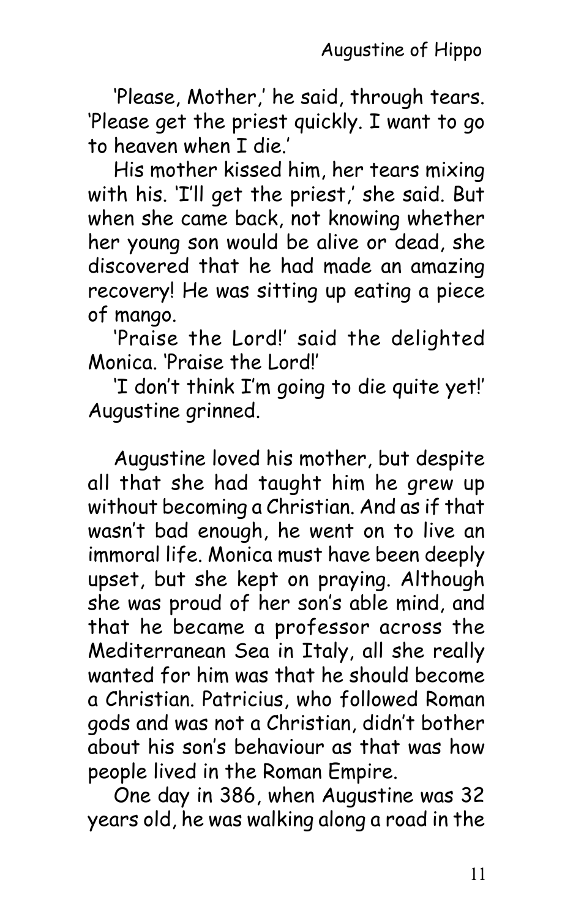'Please, Mother,' he said, through tears. 'Please get the priest quickly. I want to go to heaven when I die.'

His mother kissed him, her tears mixing with his. 'I'll get the priest,' she said. But when she came back, not knowing whether her young son would be alive or dead, she discovered that he had made an amazing recovery! He was sitting up eating a piece of mango.

'Praise the Lord!' said the delighted Monica. 'Praise the Lord!'

'I don't think I'm going to die quite yet!' Augustine grinned.

Augustine loved his mother, but despite all that she had taught him he grew up without becoming a Christian. And as if that wasn't bad enough, he went on to live an immoral life. Monica must have been deeply upset, but she kept on praying. Although she was proud of her son's able mind, and that he became a professor across the Mediterranean Sea in Italy, all she really wanted for him was that he should become a Christian. Patricius, who followed Roman gods and was not a Christian, didn't bother about his son's behaviour as that was how people lived in the Roman Empire.

One day in 386, when Augustine was 32 years old, he was walking along a road in the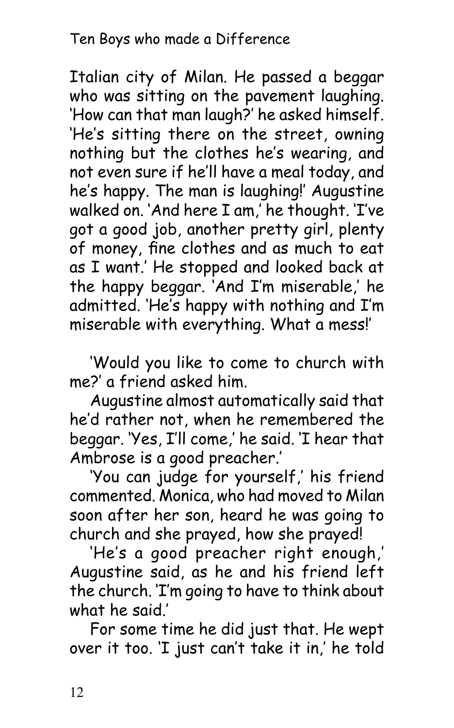Italian city of Milan. He passed a beggar who was sitting on the pavement laughing. 'How can that man laugh?' he asked himself. 'He's sitting there on the street, owning nothing but the clothes he's wearing, and not even sure if he'll have a meal today, and he's happy. The man is laughing!' Augustine walked on. 'And here I am,' he thought. 'I've got a good job, another pretty girl, plenty of money, fine clothes and as much to eat as I want.' He stopped and looked back at the happy beggar. 'And I'm miserable,' he admitted. 'He's happy with nothing and I'm miserable with everything. What a mess!'

'Would you like to come to church with me?' a friend asked him.

Augustine almost automatically said that he'd rather not, when he remembered the beggar. 'Yes, I'll come,' he said. 'I hear that Ambrose is a good preacher.'

'You can judge for yourself,' his friend commented. Monica, who had moved to Milan soon after her son, heard he was going to church and she prayed, how she prayed!

'He's a good preacher right enough,' Augustine said, as he and his friend left the church. 'I'm going to have to think about what he said.'

For some time he did just that. He wept over it too. 'I just can't take it in,' he told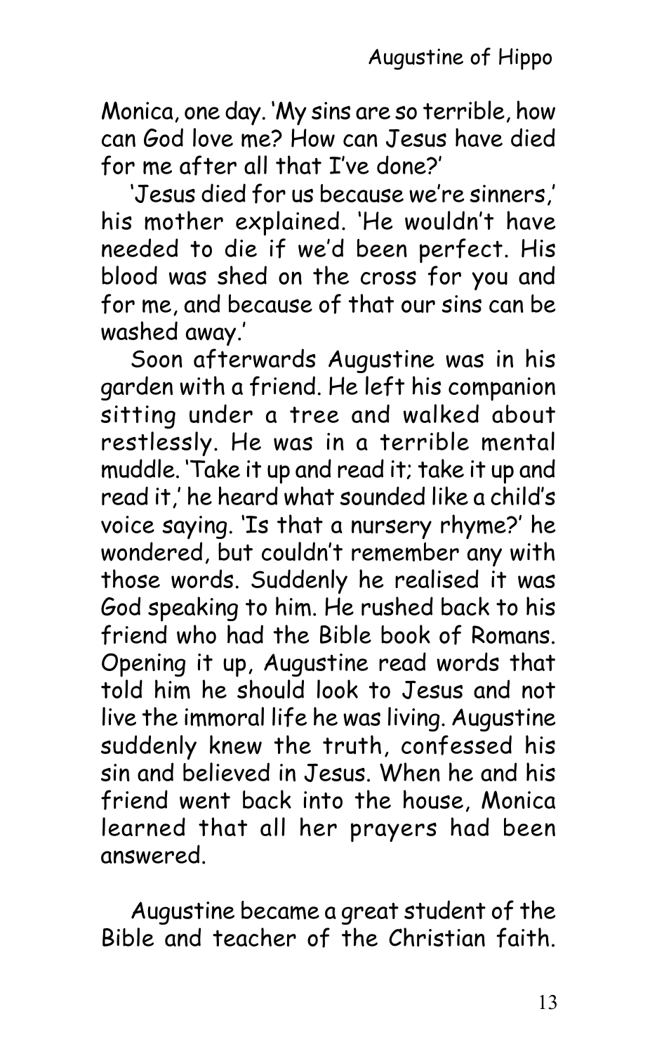Monica, one day. 'My sins are so terrible, how can God love me? How can Jesus have died for me after all that I've done?'

'Jesus died for us because we're sinners,' his mother explained. 'He wouldn't have needed to die if we'd been perfect. His blood was shed on the cross for you and for me, and because of that our sins can be washed away.'

Soon afterwards Augustine was in his garden with a friend. He left his companion sitting under a tree and walked about restlessly. He was in a terrible mental muddle. 'Take it up and read it; take it up and read it,' he heard what sounded like a child's voice saying. 'Is that a nursery rhyme?' he wondered, but couldn't remember any with those words. Suddenly he realised it was God speaking to him. He rushed back to his friend who had the Bible book of Romans. Opening it up, Augustine read words that told him he should look to Jesus and not live the immoral life he was living. Augustine suddenly knew the truth, confessed his sin and believed in Jesus. When he and his friend went back into the house, Monica learned that all her prayers had been answered.

Augustine became a great student of the Bible and teacher of the Christian faith.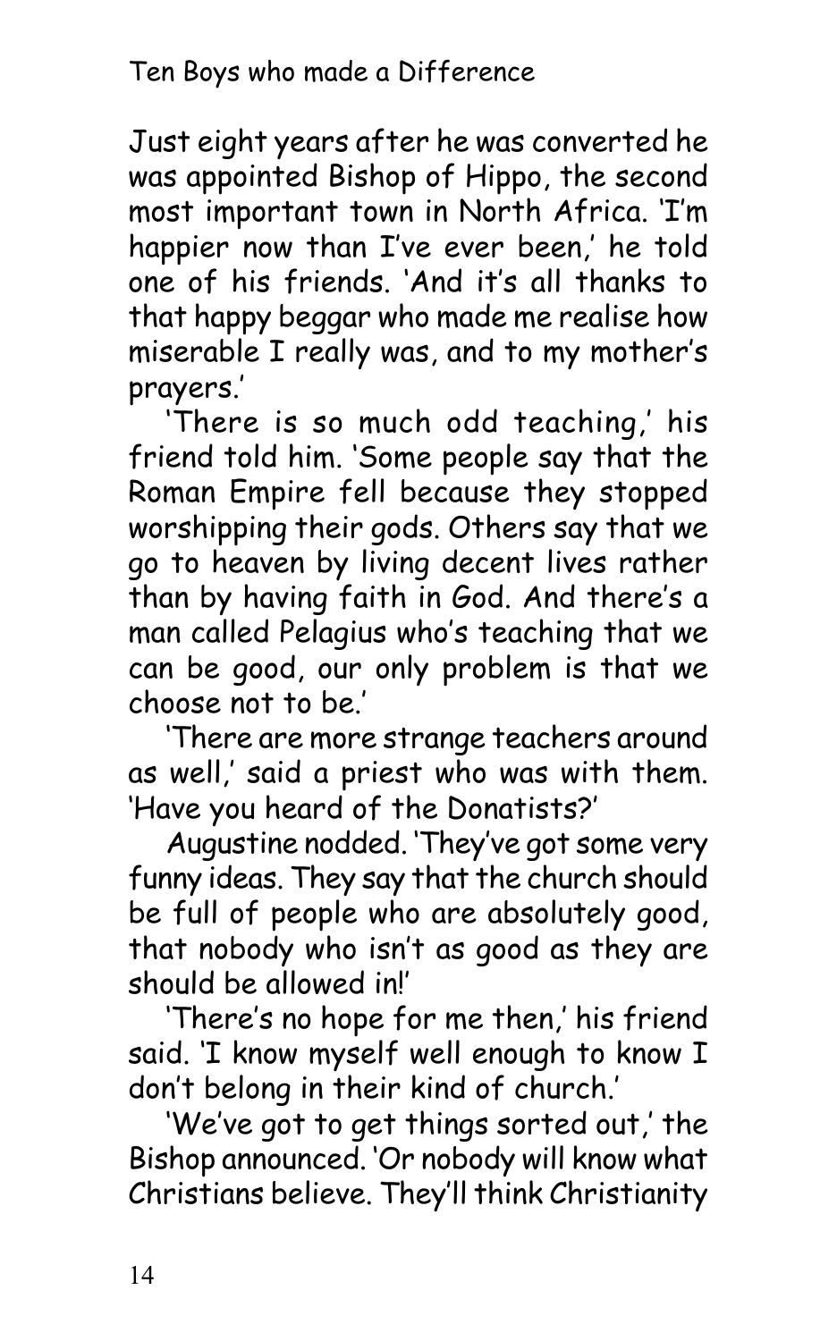Just eight years after he was converted he was appointed Bishop of Hippo, the second most important town in North Africa. 'I'm happier now than I've ever been,' he told one of his friends. 'And it's all thanks to that happy beggar who made me realise how miserable I really was, and to my mother's prayers.'

'There is so much odd teaching,' his friend told him. 'Some people say that the Roman Empire fell because they stopped worshipping their gods. Others say that we go to heaven by living decent lives rather than by having faith in God. And there's a man called Pelagius who's teaching that we can be good, our only problem is that we choose not to be.'

'There are more strange teachers around as well,' said a priest who was with them. 'Have you heard of the Donatists?'

Augustine nodded. 'They've got some very funny ideas. They say that the church should be full of people who are absolutely good, that nobody who isn't as good as they are should be allowed in!'

'There's no hope for me then,' his friend said. 'I know myself well enough to know I don't belong in their kind of church.'

'We've got to get things sorted out,' the Bishop announced. 'Or nobody will know what Christians believe. They'll think Christianity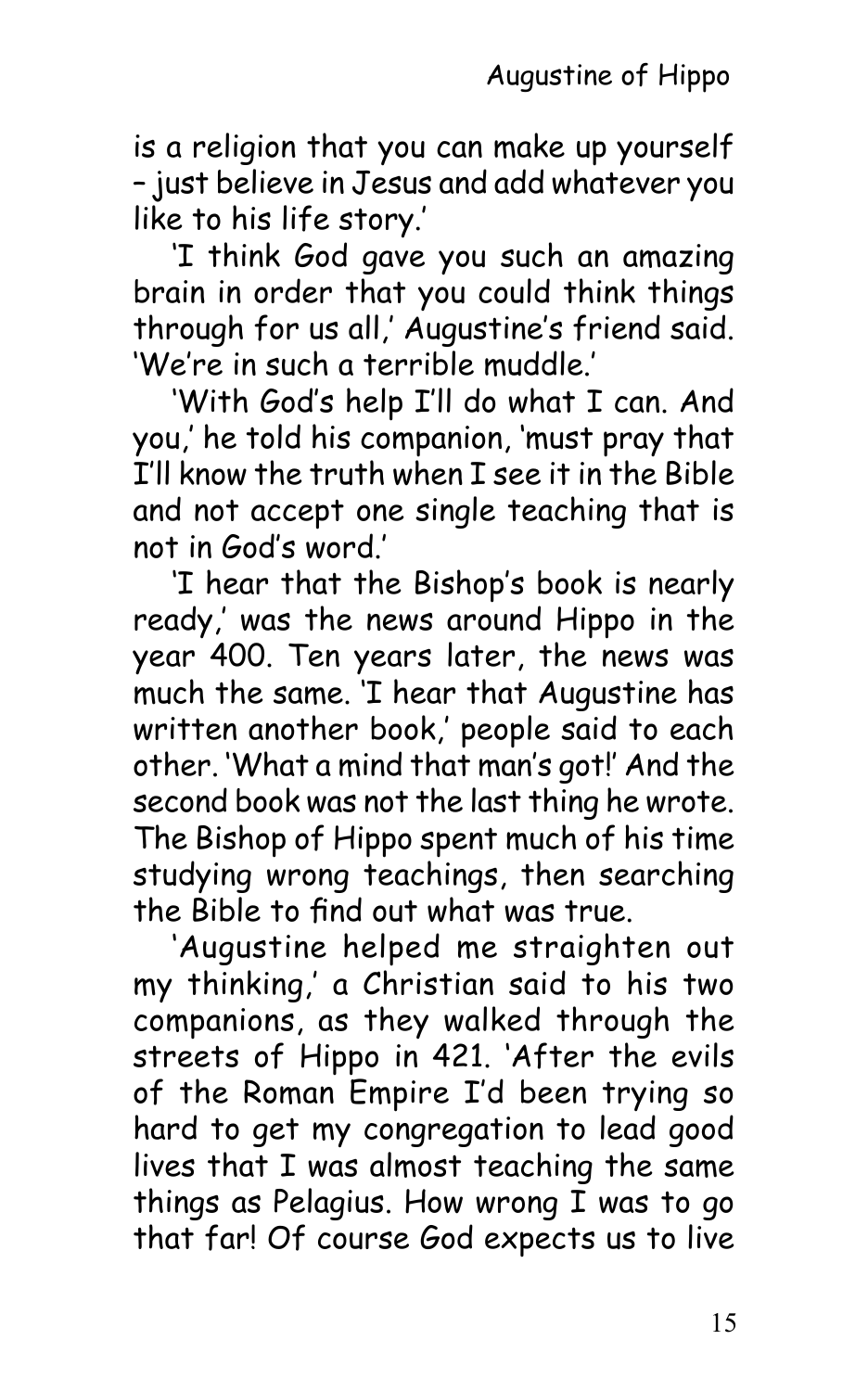is a religion that you can make up yourself – just believe in Jesus and add whatever you like to his life story.'

'I think God gave you such an amazing brain in order that you could think things through for us all,' Augustine's friend said. 'We're in such a terrible muddle.'

'With God's help I'll do what I can. And you,' he told his companion, 'must pray that I'll know the truth when I see it in the Bible and not accept one single teaching that is not in God's word.'

'I hear that the Bishop's book is nearly ready,' was the news around Hippo in the year 400. Ten years later, the news was much the same. 'I hear that Augustine has written another book,' people said to each other. 'What a mind that man's got!' And the second book was not the last thing he wrote. The Bishop of Hippo spent much of his time studying wrong teachings, then searching the Bible to find out what was true.

'Augustine helped me straighten out my thinking,' a Christian said to his two companions, as they walked through the streets of Hippo in 421. 'After the evils of the Roman Empire I'd been trying so hard to get my congregation to lead good lives that I was almost teaching the same things as Pelagius. How wrong I was to go that far! Of course God expects us to live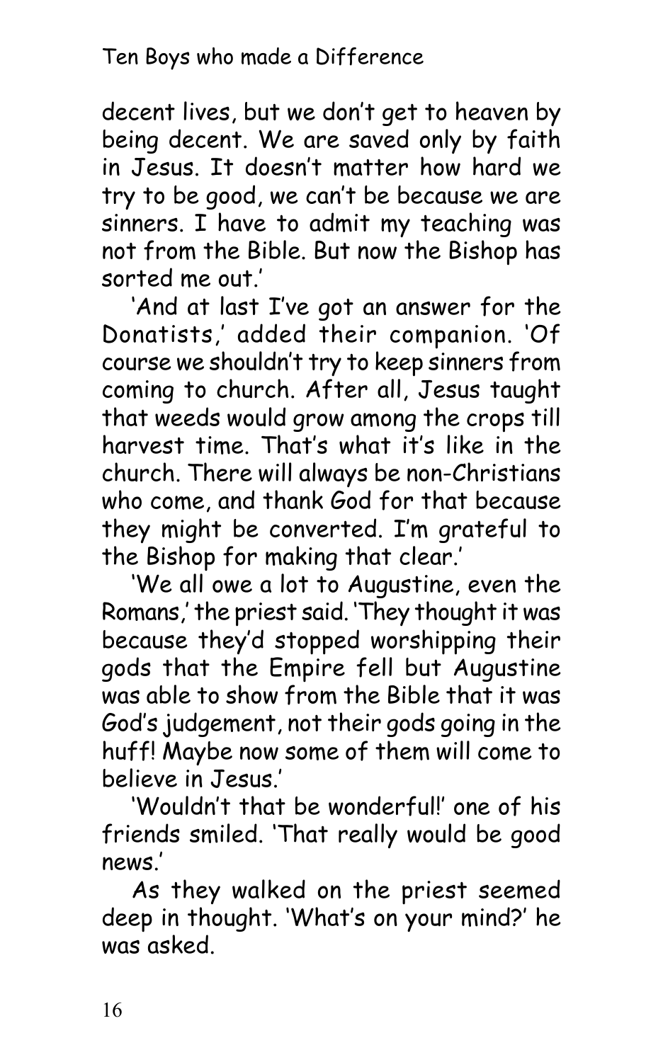decent lives, but we don't get to heaven by being decent. We are saved only by faith in Jesus. It doesn't matter how hard we try to be good, we can't be because we are sinners. I have to admit my teaching was not from the Bible. But now the Bishop has sorted me out.'

'And at last I've got an answer for the Donatists,' added their companion. 'Of course we shouldn't try to keep sinners from coming to church. After all, Jesus taught that weeds would grow among the crops till harvest time. That's what it's like in the church. There will always be non-Christians who come, and thank God for that because they might be converted. I'm grateful to the Bishop for making that clear.'

'We all owe a lot to Augustine, even the Romans,' the priest said. 'They thought it was because they'd stopped worshipping their gods that the Empire fell but Augustine was able to show from the Bible that it was God's judgement, not their gods going in the huff! Maybe now some of them will come to believe in Jesus.'

'Wouldn't that be wonderful!' one of his friends smiled. 'That really would be good news.'

As they walked on the priest seemed deep in thought. 'What's on your mind?' he was asked.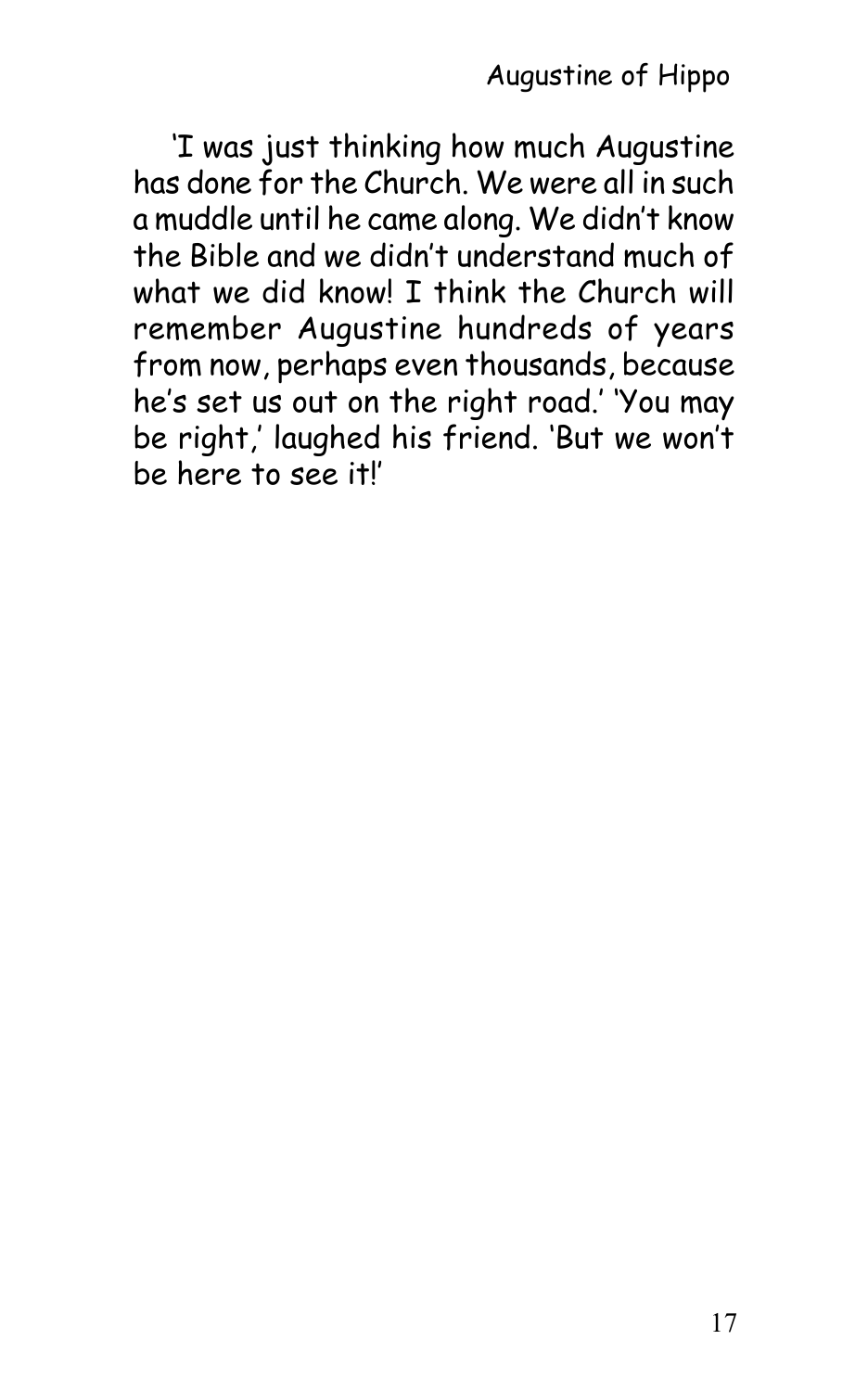'I was just thinking how much Augustine has done for the Church. We were all in such a muddle until he came along. We didn't know the Bible and we didn't understand much of what we did know! I think the Church will remember Augustine hundreds of years from now, perhaps even thousands, because he's set us out on the right road.' 'You may be right,' laughed his friend. 'But we won't be here to see it!'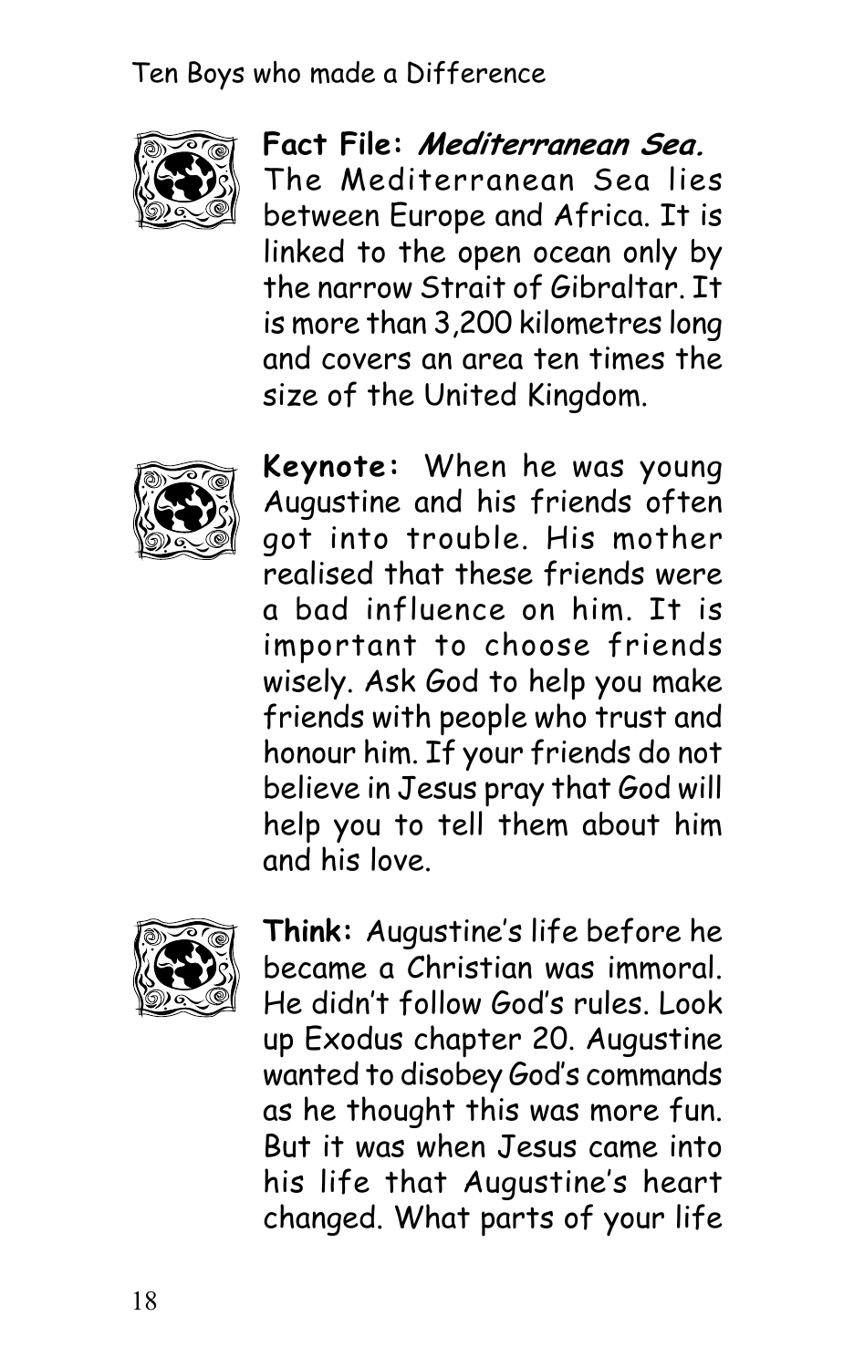**Fact File:** ***Mediterranean Sea.*** The Mediterranean Sea lies between Europe and Africa. It is linked to the open ocean only by the narrow Strait of Gibraltar. It is more than 3,200 kilometres long and covers an area ten times the size of the United Kingdom.

**Keynote:** When he was young Augustine and his friends often got into trouble. His mother realised that these friends were a bad influence on him. It is important to choose friends wisely. Ask God to help you make friends with people who trust and honour him. If your friends do not believe in Jesus pray that God will help you to tell them about him and his love.

**Think:** Augustine's life before he became a Christian was immoral. He didn't follow God's rules. Look up Exodus chapter 20. Augustine wanted to disobey God's commands as he thought this was more fun. But it was when Jesus came into his life that Augustine's heart changed. What parts of your life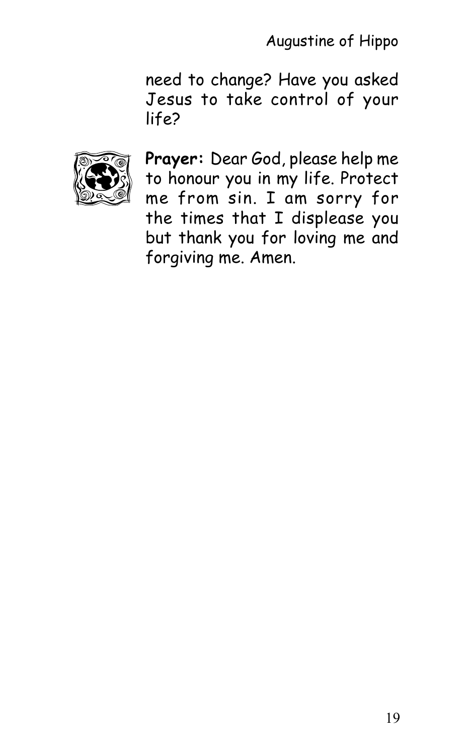need to change? Have you asked Jesus to take control of your life?

**Prayer:** Dear God, please help me to honour you in my life. Protect me from sin. I am sorry for the times that I displease you but thank you for loving me and forgiving me. Amen.